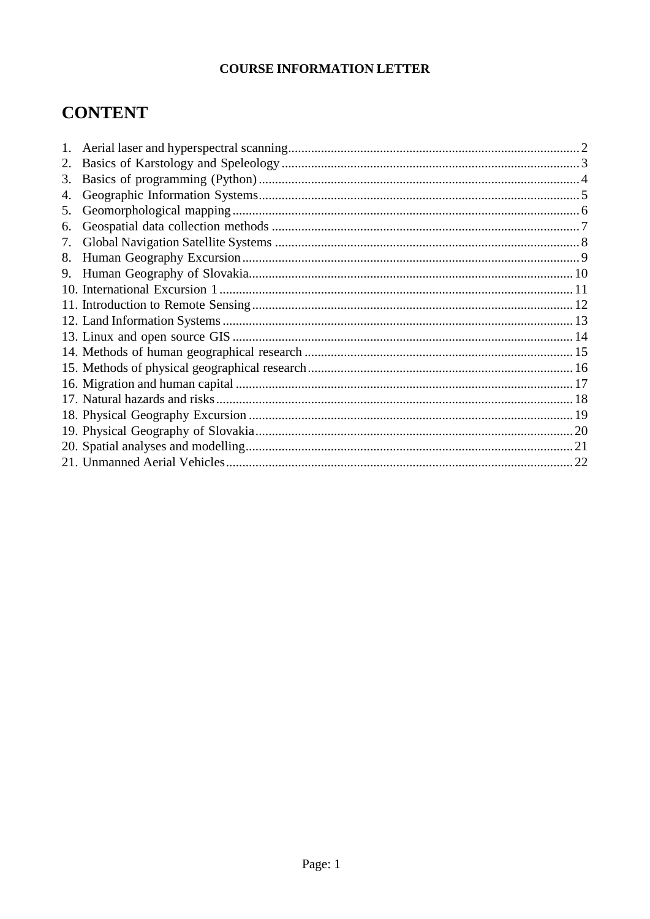**COURSE INFORMATION LETTER**

# CONTENT

1. Aerial laser and hyperspectral scanning.......... 2
2. Basics of Karstology and Speleology.......... 3
3. Basics of programming (Python).......... 4
4. Geographic Information Systems.......... 5
5. Geomorphological mapping.......... 6
6. Geospatial data collection methods.......... 7
7. Global Navigation Satellite Systems.......... 8
8. Human Geography Excursion.......... 9
9. Human Geography of Slovakia.......... 10
10. International Excursion 1.......... 11
11. Introduction to Remote Sensing.......... 12
12. Land Information Systems.......... 13
13. Linux and open source GIS.......... 14
14. Methods of human geographical research.......... 15
15. Methods of physical geographical research.......... 16
16. Migration and human capital.......... 17
17. Natural hazards and risks.......... 18
18. Physical Geography Excursion.......... 19
19. Physical Geography of Slovakia.......... 20
20. Spatial analyses and modelling.......... 21
21. Unmanned Aerial Vehicles.......... 22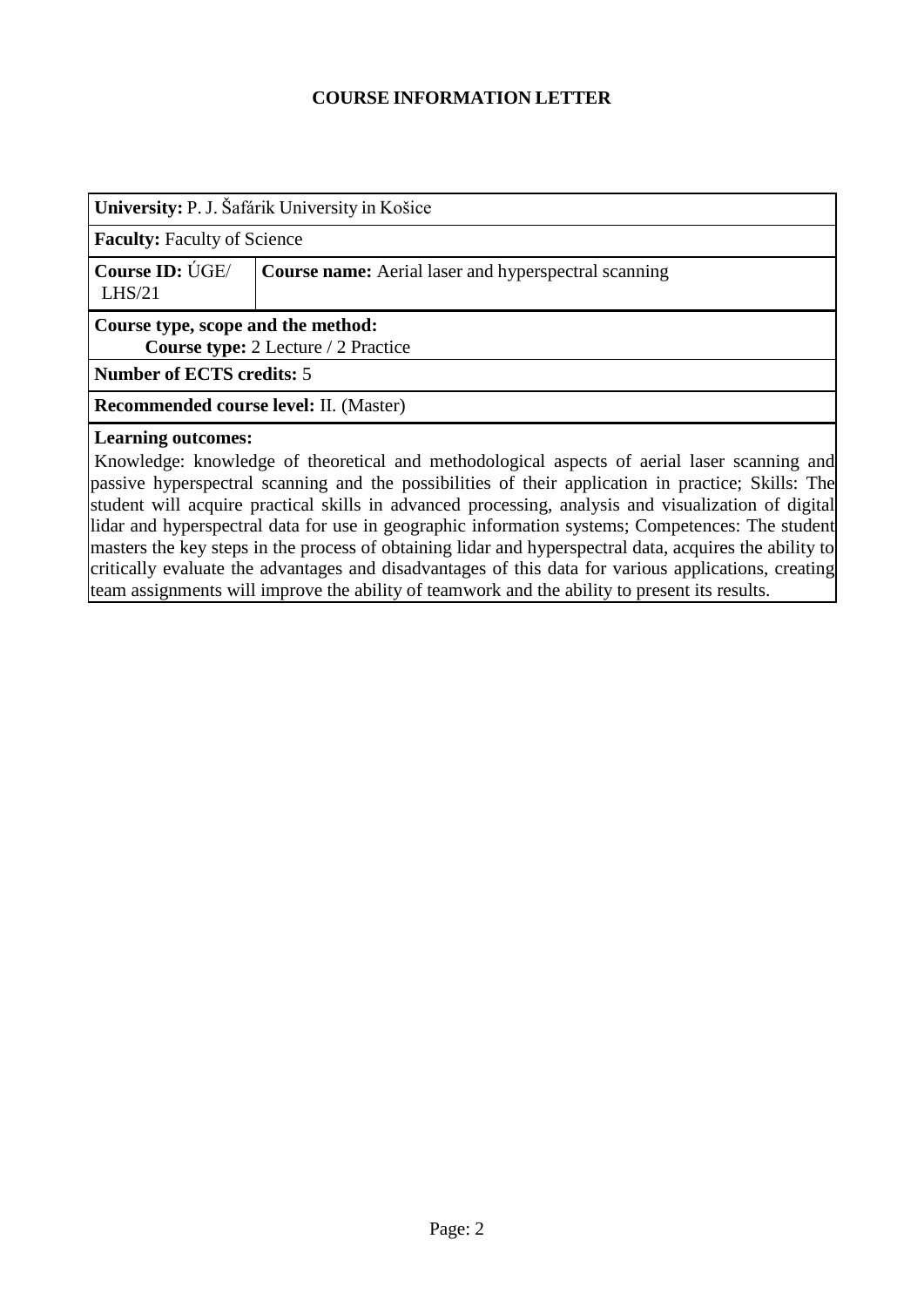**COURSE INFORMATION LETTER**

| **University:** P. J. Šafárik University in Košice | |
|---|---|
| **Faculty:** Faculty of Science | |
| **Course ID:** ÚGE/ LHS/21 | **Course name:** Aerial laser and hyperspectral scanning |
| **Course type, scope and the method:**<br>**Course type:** 2 Lecture / 2 Practice | |
| **Number of ECTS credits:** 5 | |
| **Recommended course level:** II. (Master) | |

**Learning outcomes:**

Knowledge: knowledge of theoretical and methodological aspects of aerial laser scanning and passive hyperspectral scanning and the possibilities of their application in practice; Skills: The student will acquire practical skills in advanced processing, analysis and visualization of digital lidar and hyperspectral data for use in geographic information systems; Competences: The student masters the key steps in the process of obtaining lidar and hyperspectral data, acquires the ability to critically evaluate the advantages and disadvantages of this data for various applications, creating team assignments will improve the ability of teamwork and the ability to present its results.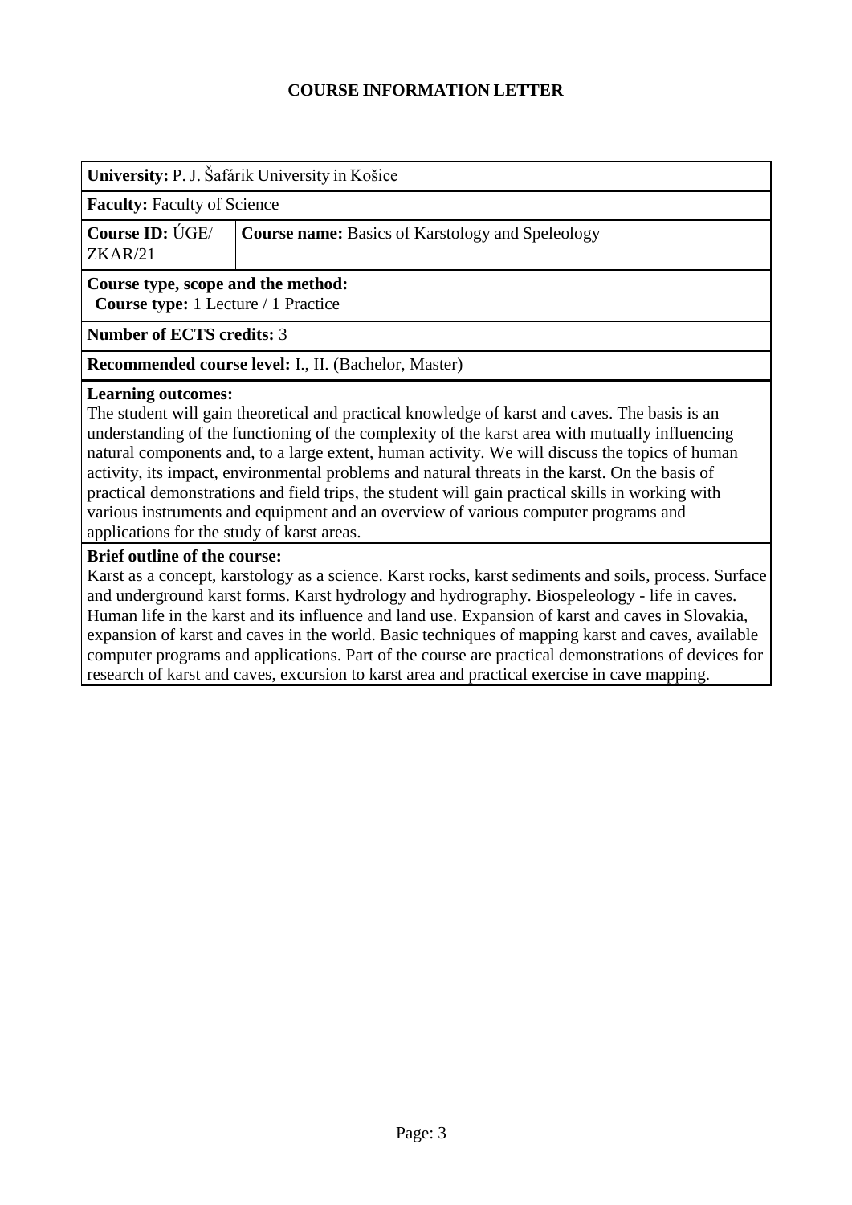# COURSE INFORMATION LETTER

**University:** P. J. Šafárik University in Košice

**Faculty:** Faculty of Science

| **Course ID:** ÚGE/ ZKAR/21 | **Course name:** Basics of Karstology and Speleology |
|---|---|

**Course type, scope and the method:**
**Course type:** 1 Lecture / 1 Practice

**Number of ECTS credits:** 3

**Recommended course level:** I., II. (Bachelor, Master)

**Learning outcomes:**
The student will gain theoretical and practical knowledge of karst and caves. The basis is an understanding of the functioning of the complexity of the karst area with mutually influencing natural components and, to a large extent, human activity. We will discuss the topics of human activity, its impact, environmental problems and natural threats in the karst. On the basis of practical demonstrations and field trips, the student will gain practical skills in working with various instruments and equipment and an overview of various computer programs and applications for the study of karst areas.

**Brief outline of the course:**
Karst as a concept, karstology as a science. Karst rocks, karst sediments and soils, process. Surface and underground karst forms. Karst hydrology and hydrography. Biospeleology - life in caves. Human life in the karst and its influence and land use. Expansion of karst and caves in Slovakia, expansion of karst and caves in the world. Basic techniques of mapping karst and caves, available computer programs and applications. Part of the course are practical demonstrations of devices for research of karst and caves, excursion to karst area and practical exercise in cave mapping.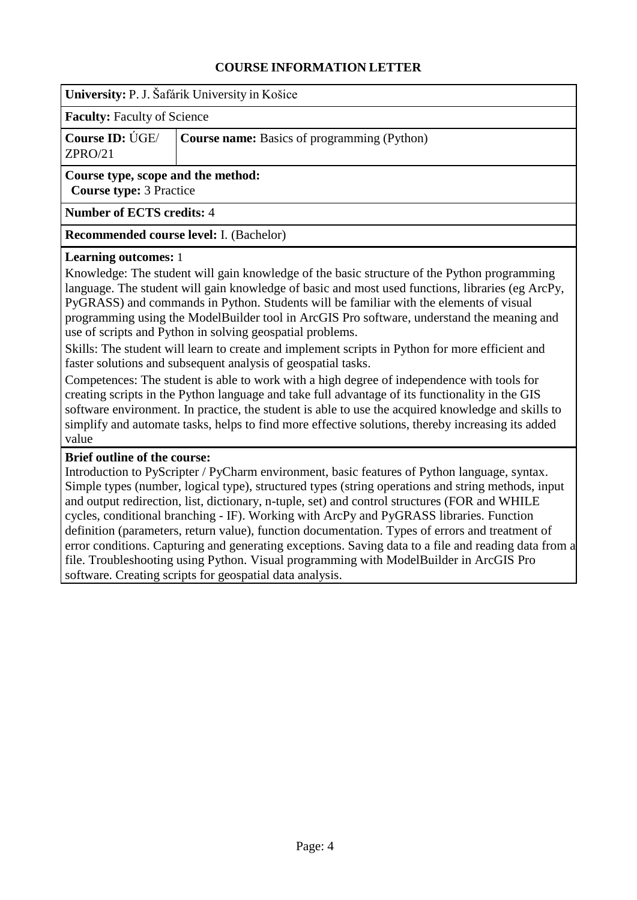# COURSE INFORMATION LETTER

**University:** P. J. Šafárik University in Košice

**Faculty:** Faculty of Science

| **Course ID:** ÚGE/ ZPRO/21 | **Course name:** Basics of programming (Python) |
|---|---|

**Course type, scope and the method:**
**Course type:** 3 Practice

**Number of ECTS credits:** 4

**Recommended course level:** I. (Bachelor)

**Learning outcomes:** 1

Knowledge: The student will gain knowledge of the basic structure of the Python programming language. The student will gain knowledge of basic and most used functions, libraries (eg ArcPy, PyGRASS) and commands in Python. Students will be familiar with the elements of visual programming using the ModelBuilder tool in ArcGIS Pro software, understand the meaning and use of scripts and Python in solving geospatial problems.

Skills: The student will learn to create and implement scripts in Python for more efficient and faster solutions and subsequent analysis of geospatial tasks.

Competences: The student is able to work with a high degree of independence with tools for creating scripts in the Python language and take full advantage of its functionality in the GIS software environment. In practice, the student is able to use the acquired knowledge and skills to simplify and automate tasks, helps to find more effective solutions, thereby increasing its added value

**Brief outline of the course:**

Introduction to PyScripter / PyCharm environment, basic features of Python language, syntax. Simple types (number, logical type), structured types (string operations and string methods, input and output redirection, list, dictionary, n-tuple, set) and control structures (FOR and WHILE cycles, conditional branching - IF). Working with ArcPy and PyGRASS libraries. Function definition (parameters, return value), function documentation. Types of errors and treatment of error conditions. Capturing and generating exceptions. Saving data to a file and reading data from a file. Troubleshooting using Python. Visual programming with ModelBuilder in ArcGIS Pro software. Creating scripts for geospatial data analysis.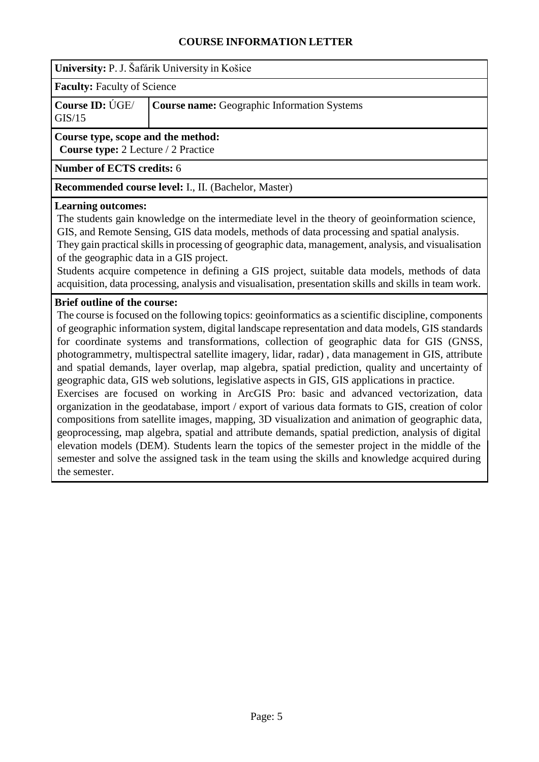# COURSE INFORMATION LETTER

**University:** P. J. Šafárik University in Košice

**Faculty:** Faculty of Science

| **Course ID:** ÚGE/ GIS/15 | **Course name:** Geographic Information Systems |
| --- | --- |

**Course type, scope and the method:**
**Course type:** 2 Lecture / 2 Practice

**Number of ECTS credits:** 6

**Recommended course level:** I., II. (Bachelor, Master)

**Learning outcomes:**
The students gain knowledge on the intermediate level in the theory of geoinformation science, GIS, and Remote Sensing, GIS data models, methods of data processing and spatial analysis.
They gain practical skills in processing of geographic data, management, analysis, and visualisation of the geographic data in a GIS project.
Students acquire competence in defining a GIS project, suitable data models, methods of data acquisition, data processing, analysis and visualisation, presentation skills and skills in team work.

**Brief outline of the course:**
The course is focused on the following topics: geoinformatics as a scientific discipline, components of geographic information system, digital landscape representation and data models, GIS standards for coordinate systems and transformations, collection of geographic data for GIS (GNSS, photogrammetry, multispectral satellite imagery, lidar, radar) , data management in GIS, attribute and spatial demands, layer overlap, map algebra, spatial prediction, quality and uncertainty of geographic data, GIS web solutions, legislative aspects in GIS, GIS applications in practice.
Exercises are focused on working in ArcGIS Pro: basic and advanced vectorization, data organization in the geodatabase, import / export of various data formats to GIS, creation of color compositions from satellite images, mapping, 3D visualization and animation of geographic data, geoprocessing, map algebra, spatial and attribute demands, spatial prediction, analysis of digital elevation models (DEM). Students learn the topics of the semester project in the middle of the semester and solve the assigned task in the team using the skills and knowledge acquired during the semester.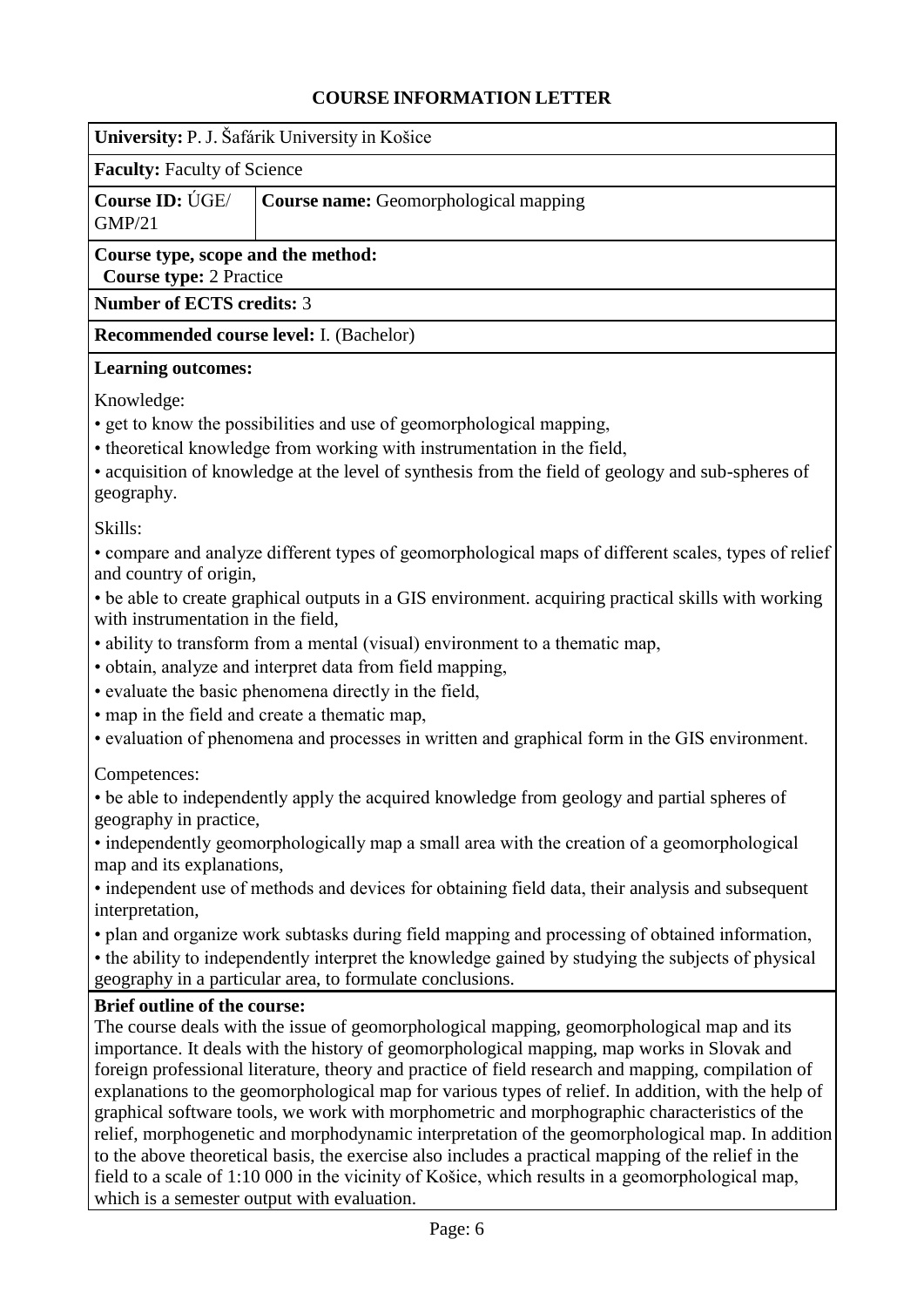# COURSE INFORMATION LETTER

**University:** P. J. Šafárik University in Košice

**Faculty:** Faculty of Science

| **Course ID:** ÚGE/ GMP/21 | **Course name:** Geomorphological mapping |
|---|---|

**Course type, scope and the method:**
**Course type:** 2 Practice

**Number of ECTS credits:** 3

**Recommended course level:** I. (Bachelor)

**Learning outcomes:**

Knowledge:

• get to know the possibilities and use of geomorphological mapping,
• theoretical knowledge from working with instrumentation in the field,
• acquisition of knowledge at the level of synthesis from the field of geology and sub-spheres of geography.

Skills:

• compare and analyze different types of geomorphological maps of different scales, types of relief and country of origin,
• be able to create graphical outputs in a GIS environment. acquiring practical skills with working with instrumentation in the field,
• ability to transform from a mental (visual) environment to a thematic map,
• obtain, analyze and interpret data from field mapping,
• evaluate the basic phenomena directly in the field,
• map in the field and create a thematic map,
• evaluation of phenomena and processes in written and graphical form in the GIS environment.

Competences:

• be able to independently apply the acquired knowledge from geology and partial spheres of geography in practice,
• independently geomorphologically map a small area with the creation of a geomorphological map and its explanations,
• independent use of methods and devices for obtaining field data, their analysis and subsequent interpretation,
• plan and organize work subtasks during field mapping and processing of obtained information,
• the ability to independently interpret the knowledge gained by studying the subjects of physical geography in a particular area, to formulate conclusions.

**Brief outline of the course:**
The course deals with the issue of geomorphological mapping, geomorphological map and its importance. It deals with the history of geomorphological mapping, map works in Slovak and foreign professional literature, theory and practice of field research and mapping, compilation of explanations to the geomorphological map for various types of relief. In addition, with the help of graphical software tools, we work with morphometric and morphographic characteristics of the relief, morphogenetic and morphodynamic interpretation of the geomorphological map. In addition to the above theoretical basis, the exercise also includes a practical mapping of the relief in the field to a scale of 1:10 000 in the vicinity of Košice, which results in a geomorphological map, which is a semester output with evaluation.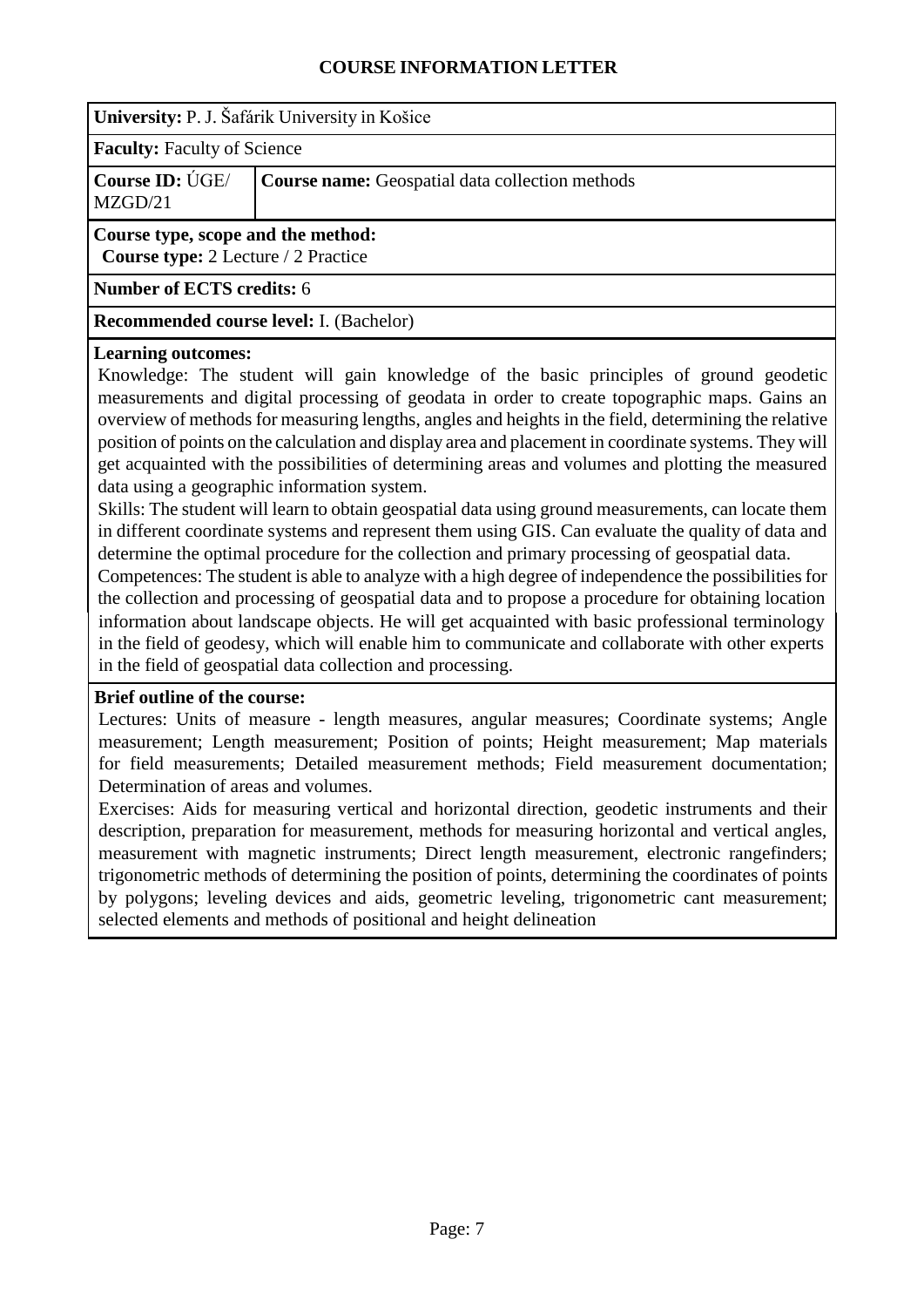## COURSE INFORMATION LETTER

**University:** P. J. Šafárik University in Košice

**Faculty:** Faculty of Science

| **Course ID:** ÚGE/ MZGD/21 | **Course name:** Geospatial data collection methods |
|---|---|

**Course type, scope and the method:**
**Course type:** 2 Lecture / 2 Practice

**Number of ECTS credits:** 6

**Recommended course level:** I. (Bachelor)

**Learning outcomes:**

Knowledge: The student will gain knowledge of the basic principles of ground geodetic measurements and digital processing of geodata in order to create topographic maps. Gains an overview of methods for measuring lengths, angles and heights in the field, determining the relative position of points on the calculation and display area and placement in coordinate systems. They will get acquainted with the possibilities of determining areas and volumes and plotting the measured data using a geographic information system.

Skills: The student will learn to obtain geospatial data using ground measurements, can locate them in different coordinate systems and represent them using GIS. Can evaluate the quality of data and determine the optimal procedure for the collection and primary processing of geospatial data.

Competences: The student is able to analyze with a high degree of independence the possibilities for the collection and processing of geospatial data and to propose a procedure for obtaining location information about landscape objects. He will get acquainted with basic professional terminology in the field of geodesy, which will enable him to communicate and collaborate with other experts in the field of geospatial data collection and processing.

**Brief outline of the course:**

Lectures: Units of measure - length measures, angular measures; Coordinate systems; Angle measurement; Length measurement; Position of points; Height measurement; Map materials for field measurements; Detailed measurement methods; Field measurement documentation; Determination of areas and volumes.

Exercises: Aids for measuring vertical and horizontal direction, geodetic instruments and their description, preparation for measurement, methods for measuring horizontal and vertical angles, measurement with magnetic instruments; Direct length measurement, electronic rangefinders; trigonometric methods of determining the position of points, determining the coordinates of points by polygons; leveling devices and aids, geometric leveling, trigonometric cant measurement; selected elements and methods of positional and height delineation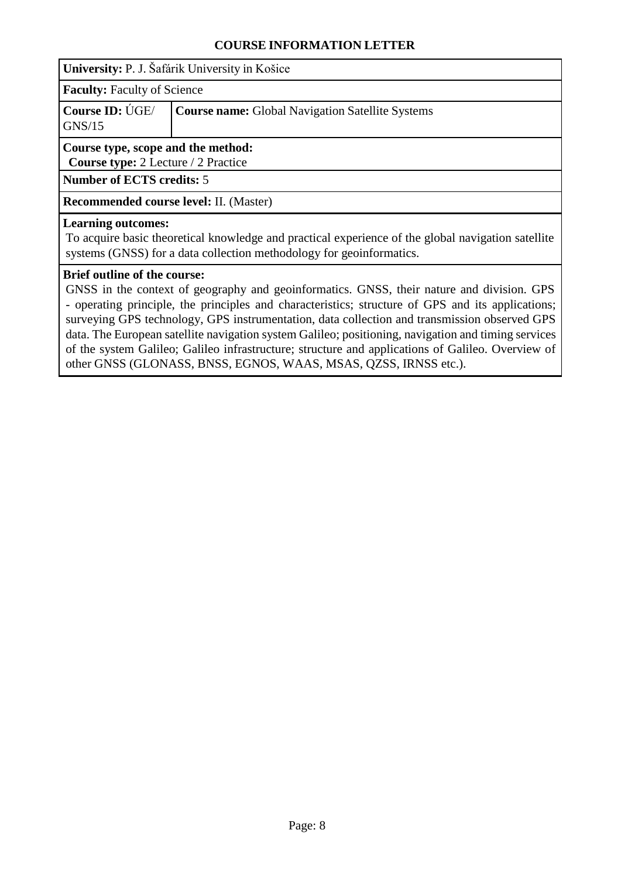## COURSE INFORMATION LETTER

**University:** P. J. Šafárik University in Košice

**Faculty:** Faculty of Science

| **Course ID:** ÚGE/ GNS/15 | **Course name:** Global Navigation Satellite Systems |
|---|---|

**Course type, scope and the method:**
**Course type:** 2 Lecture / 2 Practice

**Number of ECTS credits:** 5

**Recommended course level:** II. (Master)

**Learning outcomes:**
To acquire basic theoretical knowledge and practical experience of the global navigation satellite systems (GNSS) for a data collection methodology for geoinformatics.

**Brief outline of the course:**
GNSS in the context of geography and geoinformatics. GNSS, their nature and division. GPS - operating principle, the principles and characteristics; structure of GPS and its applications; surveying GPS technology, GPS instrumentation, data collection and transmission observed GPS data. The European satellite navigation system Galileo; positioning, navigation and timing services of the system Galileo; Galileo infrastructure; structure and applications of Galileo. Overview of other GNSS (GLONASS, BNSS, EGNOS, WAAS, MSAS, QZSS, IRNSS etc.).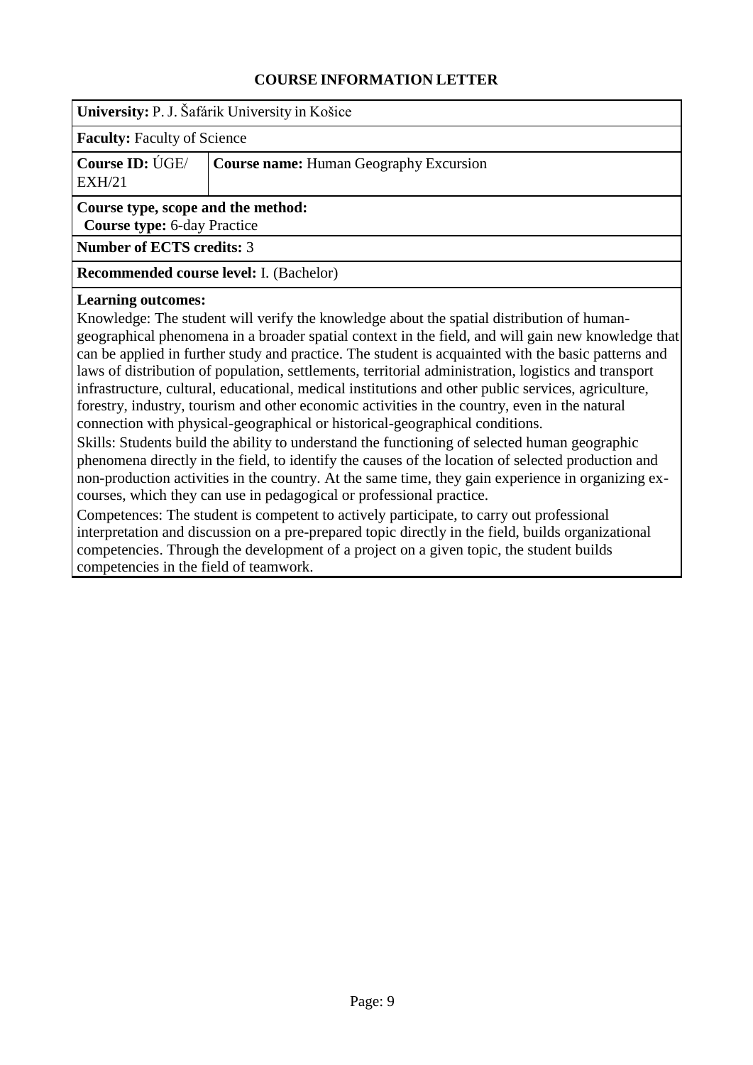# COURSE INFORMATION LETTER

**University:** P. J. Šafárik University in Košice

**Faculty:** Faculty of Science

| **Course ID:** ÚGE/ EXH/21 | **Course name:** Human Geography Excursion |
|---|---|

**Course type, scope and the method:**
**Course type:** 6-day Practice

**Number of ECTS credits:** 3

**Recommended course level:** I. (Bachelor)

**Learning outcomes:**
Knowledge: The student will verify the knowledge about the spatial distribution of human-geographical phenomena in a broader spatial context in the field, and will gain new knowledge that can be applied in further study and practice. The student is acquainted with the basic patterns and laws of distribution of population, settlements, territorial administration, logistics and transport infrastructure, cultural, educational, medical institutions and other public services, agriculture, forestry, industry, tourism and other economic activities in the country, even in the natural connection with physical-geographical or historical-geographical conditions.
Skills: Students build the ability to understand the functioning of selected human geographic phenomena directly in the field, to identify the causes of the location of selected production and non-production activities in the country. At the same time, they gain experience in organizing ex-courses, which they can use in pedagogical or professional practice.
Competences: The student is competent to actively participate, to carry out professional interpretation and discussion on a pre-prepared topic directly in the field, builds organizational competencies. Through the development of a project on a given topic, the student builds competencies in the field of teamwork.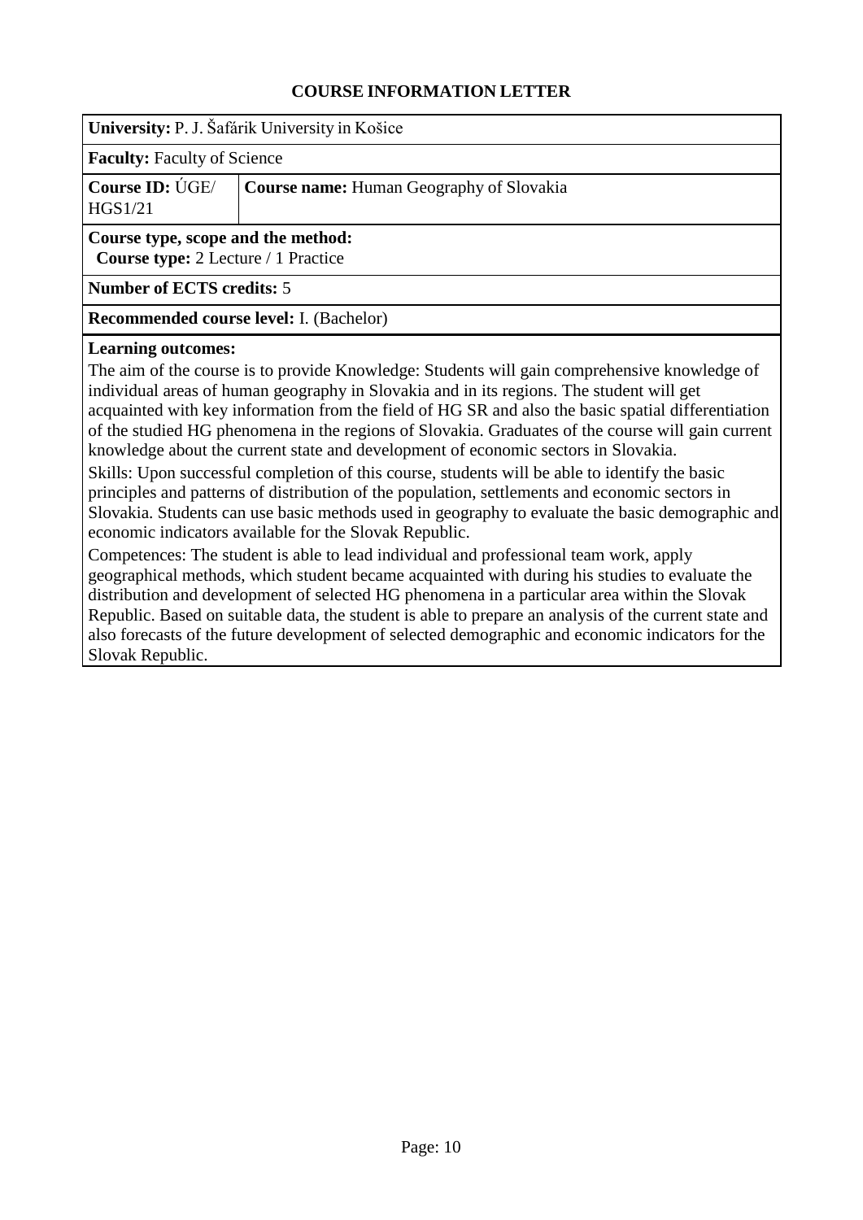## COURSE INFORMATION LETTER

**University:** P. J. Šafárik University in Košice

**Faculty:** Faculty of Science

| **Course ID:** ÚGE/ HGS1/21 | **Course name:** Human Geography of Slovakia |
|---|---|

**Course type, scope and the method:**
**Course type:** 2 Lecture / 1 Practice

**Number of ECTS credits:** 5

**Recommended course level:** I. (Bachelor)

**Learning outcomes:**

The aim of the course is to provide Knowledge: Students will gain comprehensive knowledge of individual areas of human geography in Slovakia and in its regions. The student will get acquainted with key information from the field of HG SR and also the basic spatial differentiation of the studied HG phenomena in the regions of Slovakia. Graduates of the course will gain current knowledge about the current state and development of economic sectors in Slovakia.

Skills: Upon successful completion of this course, students will be able to identify the basic principles and patterns of distribution of the population, settlements and economic sectors in Slovakia. Students can use basic methods used in geography to evaluate the basic demographic and economic indicators available for the Slovak Republic.

Competences: The student is able to lead individual and professional team work, apply geographical methods, which student became acquainted with during his studies to evaluate the distribution and development of selected HG phenomena in a particular area within the Slovak Republic. Based on suitable data, the student is able to prepare an analysis of the current state and also forecasts of the future development of selected demographic and economic indicators for the Slovak Republic.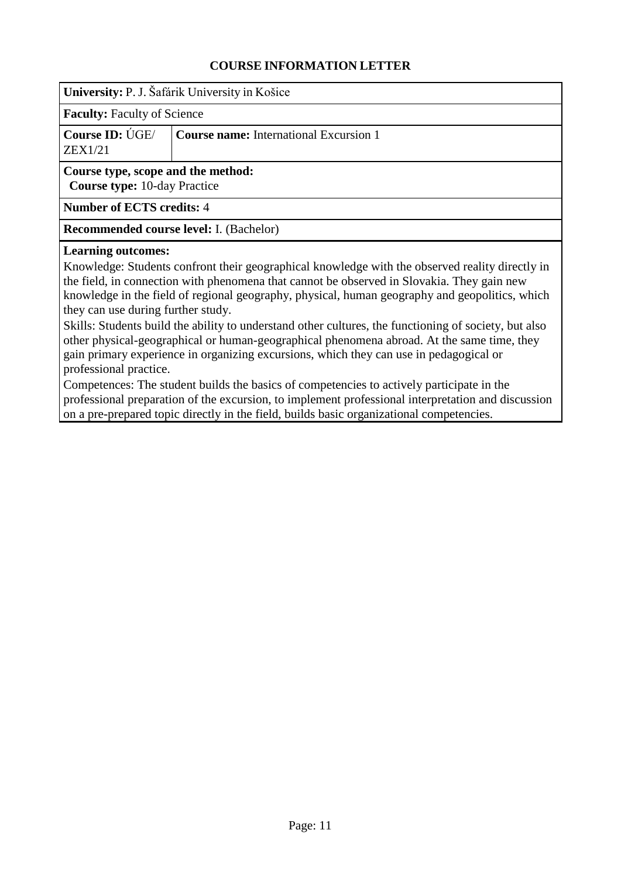## COURSE INFORMATION LETTER

**University:** P. J. Šafárik University in Košice

**Faculty:** Faculty of Science

| **Course ID:** ÚGE/ ZEX1/21 | **Course name:** International Excursion 1 |
| --- | --- |

**Course type, scope and the method:**
**Course type:** 10-day Practice

**Number of ECTS credits:** 4

**Recommended course level:** I. (Bachelor)

**Learning outcomes:**
Knowledge: Students confront their geographical knowledge with the observed reality directly in the field, in connection with phenomena that cannot be observed in Slovakia. They gain new knowledge in the field of regional geography, physical, human geography and geopolitics, which they can use during further study.
Skills: Students build the ability to understand other cultures, the functioning of society, but also other physical-geographical or human-geographical phenomena abroad. At the same time, they gain primary experience in organizing excursions, which they can use in pedagogical or professional practice.
Competences: The student builds the basics of competencies to actively participate in the professional preparation of the excursion, to implement professional interpretation and discussion on a pre-prepared topic directly in the field, builds basic organizational competencies.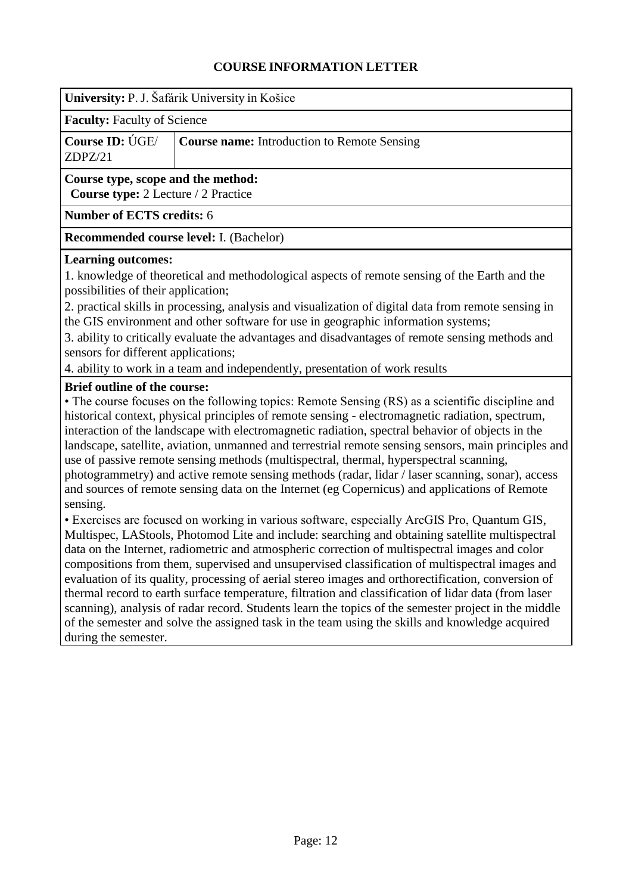# COURSE INFORMATION LETTER

**University:** P. J. Šafárik University in Košice

**Faculty:** Faculty of Science

| **Course ID:** ÚGE/ZDPZ/21 | **Course name:** Introduction to Remote Sensing |
|---|---|

**Course type, scope and the method:**
**Course type:** 2 Lecture / 2 Practice

**Number of ECTS credits:** 6

**Recommended course level:** I. (Bachelor)

**Learning outcomes:**

1. knowledge of theoretical and methodological aspects of remote sensing of the Earth and the possibilities of their application;
2. practical skills in processing, analysis and visualization of digital data from remote sensing in the GIS environment and other software for use in geographic information systems;
3. ability to critically evaluate the advantages and disadvantages of remote sensing methods and sensors for different applications;
4. ability to work in a team and independently, presentation of work results

**Brief outline of the course:**

• The course focuses on the following topics: Remote Sensing (RS) as a scientific discipline and historical context, physical principles of remote sensing - electromagnetic radiation, spectrum, interaction of the landscape with electromagnetic radiation, spectral behavior of objects in the landscape, satellite, aviation, unmanned and terrestrial remote sensing sensors, main principles and use of passive remote sensing methods (multispectral, thermal, hyperspectral scanning, photogrammetry) and active remote sensing methods (radar, lidar / laser scanning, sonar), access and sources of remote sensing data on the Internet (eg Copernicus) and applications of Remote sensing.

• Exercises are focused on working in various software, especially ArcGIS Pro, Quantum GIS, Multispec, LAStools, Photomod Lite and include: searching and obtaining satellite multispectral data on the Internet, radiometric and atmospheric correction of multispectral images and color compositions from them, supervised and unsupervised classification of multispectral images and evaluation of its quality, processing of aerial stereo images and orthorectification, conversion of thermal record to earth surface temperature, filtration and classification of lidar data (from laser scanning), analysis of radar record. Students learn the topics of the semester project in the middle of the semester and solve the assigned task in the team using the skills and knowledge acquired during the semester.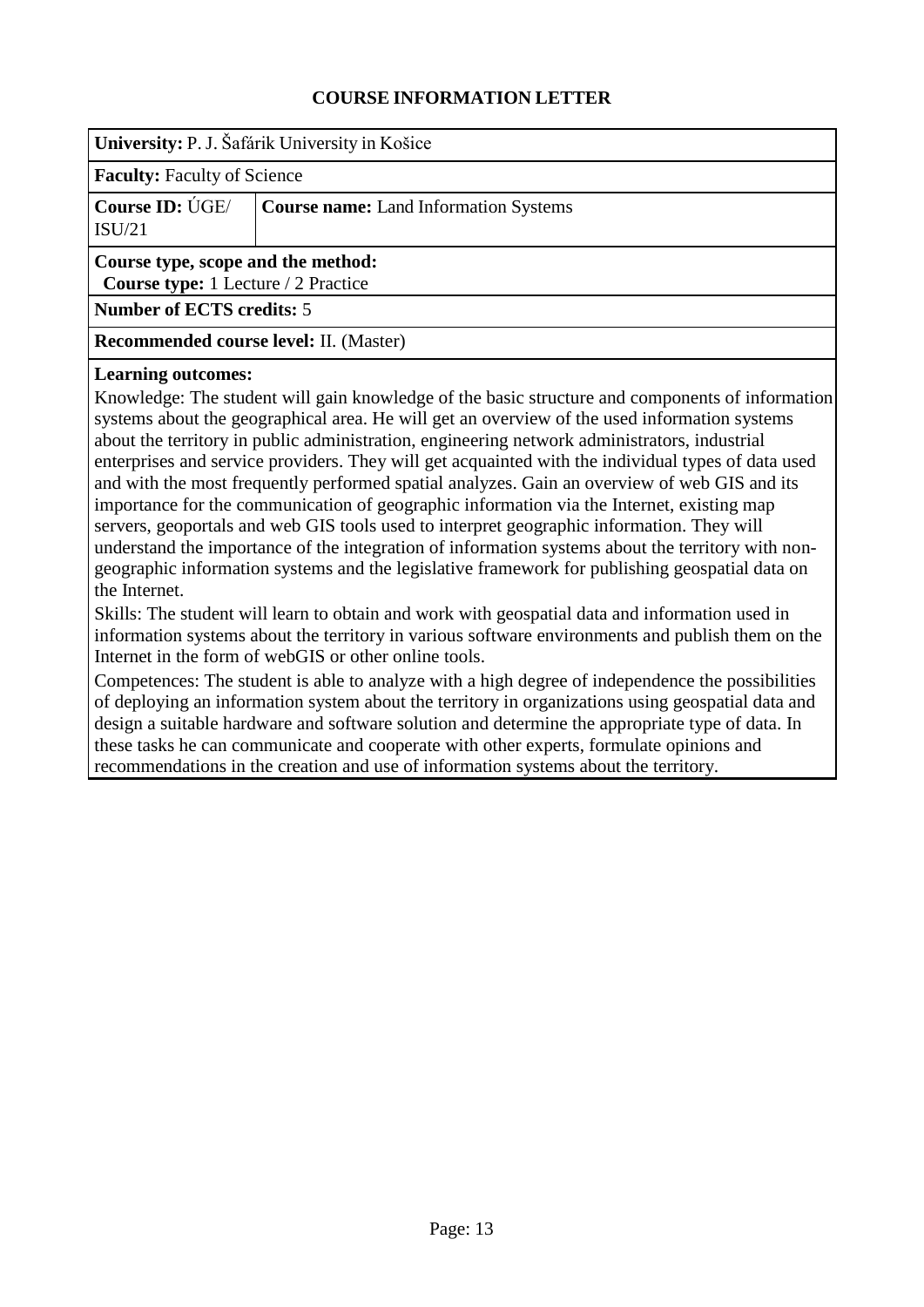### COURSE INFORMATION LETTER

**University:** P. J. Šafárik University in Košice

**Faculty:** Faculty of Science

| **Course ID:** ÚGE/ ISU/21 | **Course name:** Land Information Systems |
|---|---|

**Course type, scope and the method:**
**Course type:** 1 Lecture / 2 Practice

**Number of ECTS credits:** 5

**Recommended course level:** II. (Master)

**Learning outcomes:**

Knowledge: The student will gain knowledge of the basic structure and components of information systems about the geographical area. He will get an overview of the used information systems about the territory in public administration, engineering network administrators, industrial enterprises and service providers. They will get acquainted with the individual types of data used and with the most frequently performed spatial analyzes. Gain an overview of web GIS and its importance for the communication of geographic information via the Internet, existing map servers, geoportals and web GIS tools used to interpret geographic information. They will understand the importance of the integration of information systems about the territory with non-geographic information systems and the legislative framework for publishing geospatial data on the Internet.

Skills: The student will learn to obtain and work with geospatial data and information used in information systems about the territory in various software environments and publish them on the Internet in the form of webGIS or other online tools.

Competences: The student is able to analyze with a high degree of independence the possibilities of deploying an information system about the territory in organizations using geospatial data and design a suitable hardware and software solution and determine the appropriate type of data. In these tasks he can communicate and cooperate with other experts, formulate opinions and recommendations in the creation and use of information systems about the territory.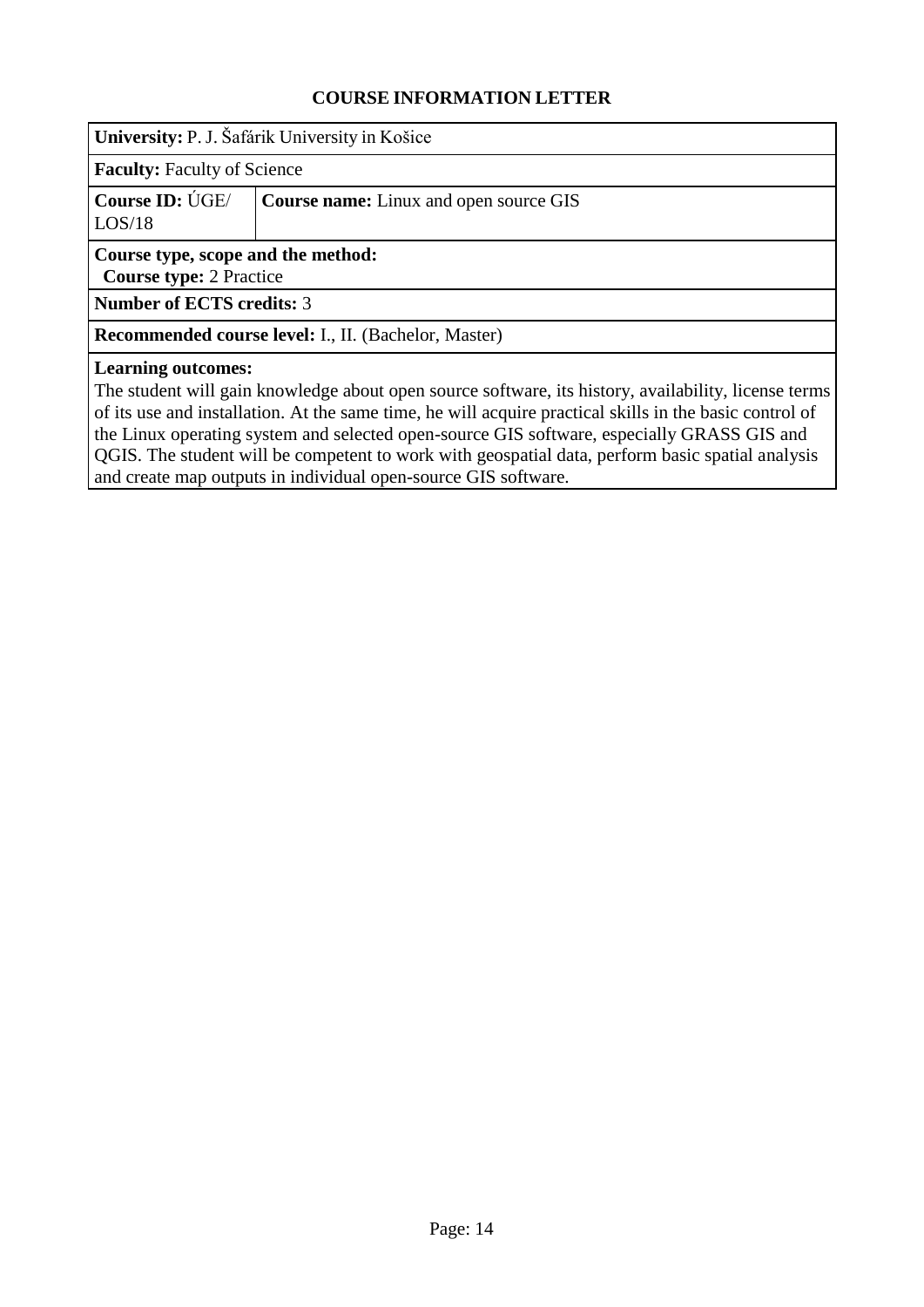## COURSE INFORMATION LETTER

**University:** P. J. Šafárik University in Košice

**Faculty:** Faculty of Science

| **Course ID:** ÚGE/ LOS/18 | **Course name:** Linux and open source GIS |
|---|---|

**Course type, scope and the method:**
**Course type:** 2 Practice

**Number of ECTS credits:** 3

**Recommended course level:** I., II. (Bachelor, Master)

**Learning outcomes:**
The student will gain knowledge about open source software, its history, availability, license terms of its use and installation. At the same time, he will acquire practical skills in the basic control of the Linux operating system and selected open-source GIS software, especially GRASS GIS and QGIS. The student will be competent to work with geospatial data, perform basic spatial analysis and create map outputs in individual open-source GIS software.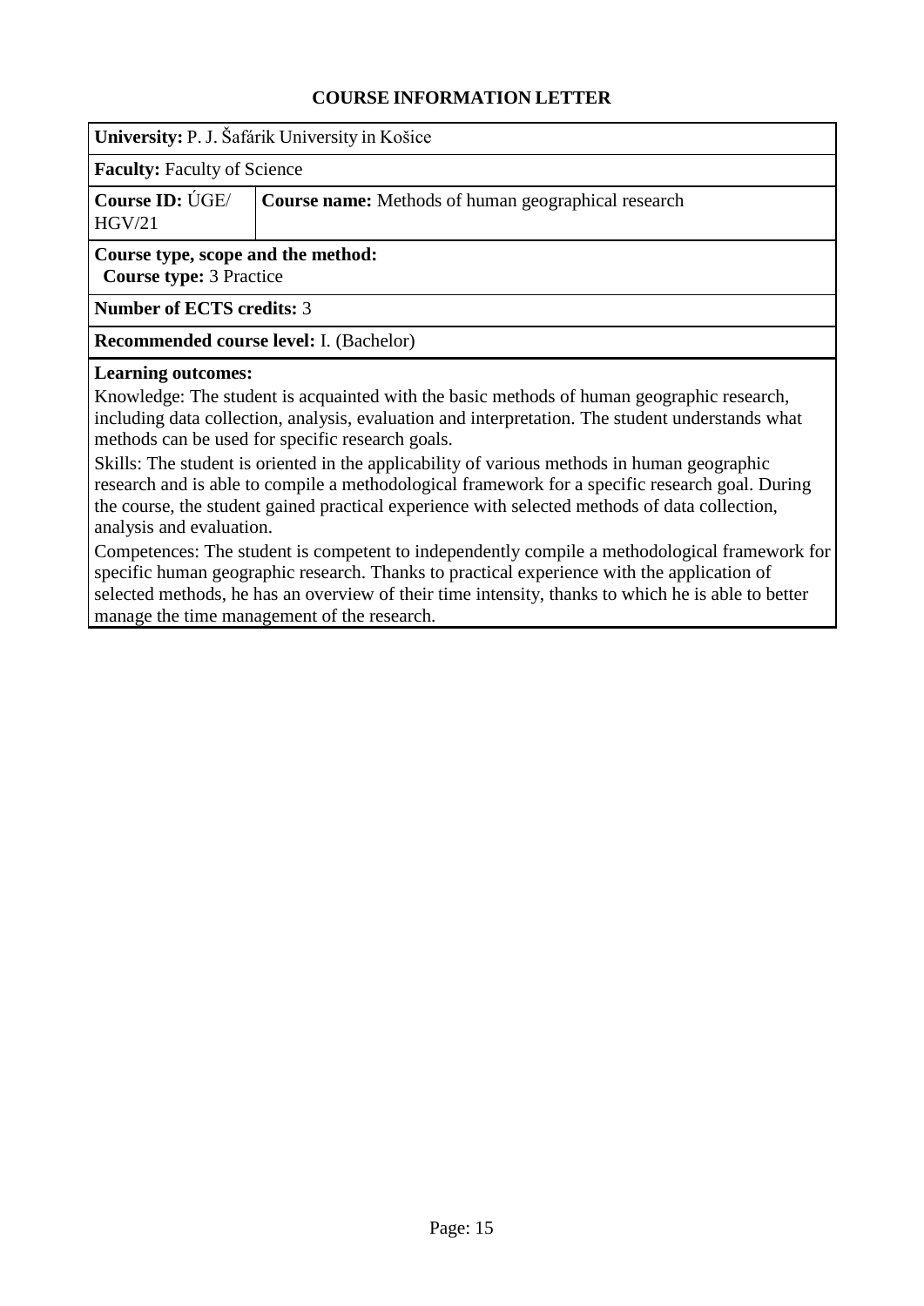# COURSE INFORMATION LETTER

**University:** P. J. Šafárik University in Košice

**Faculty:** Faculty of Science

| **Course ID:** ÚGE/ HGV/21 | **Course name:** Methods of human geographical research |
|---|---|

**Course type, scope and the method:**
**Course type:** 3 Practice

**Number of ECTS credits:** 3

**Recommended course level:** I. (Bachelor)

**Learning outcomes:**
Knowledge: The student is acquainted with the basic methods of human geographic research, including data collection, analysis, evaluation and interpretation. The student understands what methods can be used for specific research goals.
Skills: The student is oriented in the applicability of various methods in human geographic research and is able to compile a methodological framework for a specific research goal. During the course, the student gained practical experience with selected methods of data collection, analysis and evaluation.
Competences: The student is competent to independently compile a methodological framework for specific human geographic research. Thanks to practical experience with the application of selected methods, he has an overview of their time intensity, thanks to which he is able to better manage the time management of the research.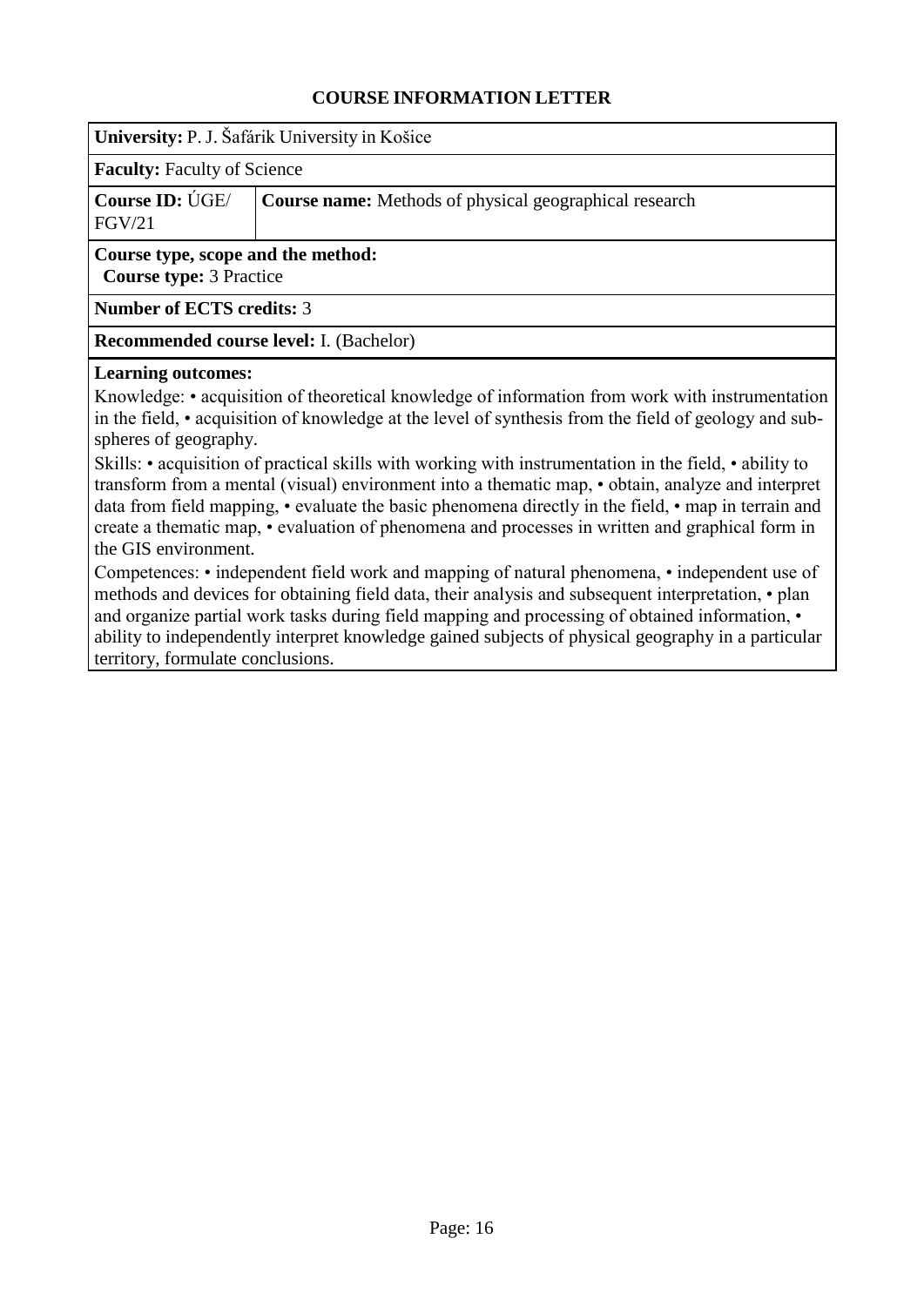# COURSE INFORMATION LETTER

**University:** P. J. Šafárik University in Košice

**Faculty:** Faculty of Science

| **Course ID:** ÚGE/ FGV/21 | **Course name:** Methods of physical geographical research |
|---|---|

**Course type, scope and the method:**
**Course type:** 3 Practice

**Number of ECTS credits:** 3

**Recommended course level:** I. (Bachelor)

**Learning outcomes:**
Knowledge: • acquisition of theoretical knowledge of information from work with instrumentation in the field, • acquisition of knowledge at the level of synthesis from the field of geology and sub-spheres of geography.
Skills: • acquisition of practical skills with working with instrumentation in the field, • ability to transform from a mental (visual) environment into a thematic map, • obtain, analyze and interpret data from field mapping, • evaluate the basic phenomena directly in the field, • map in terrain and create a thematic map, • evaluation of phenomena and processes in written and graphical form in the GIS environment.
Competences: • independent field work and mapping of natural phenomena, • independent use of methods and devices for obtaining field data, their analysis and subsequent interpretation, • plan and organize partial work tasks during field mapping and processing of obtained information, • ability to independently interpret knowledge gained subjects of physical geography in a particular territory, formulate conclusions.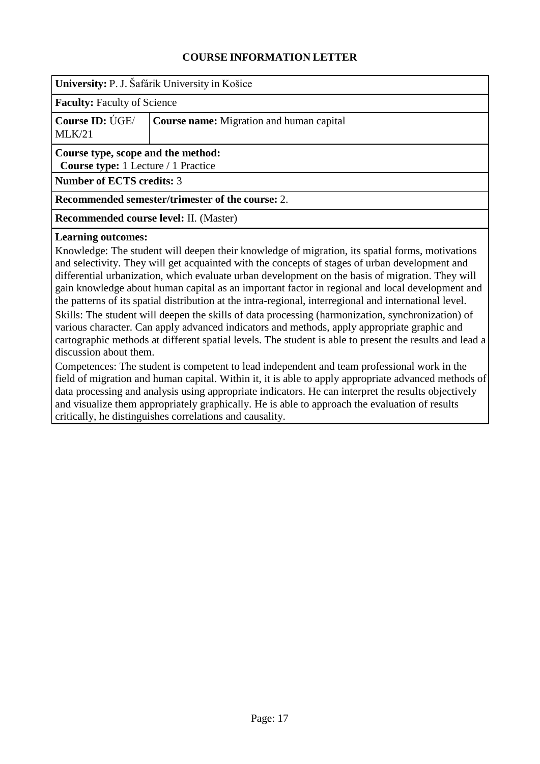## COURSE INFORMATION LETTER

**University:** P. J. Šafárik University in Košice

**Faculty:** Faculty of Science

| **Course ID:** ÚGE/ MLK/21 | **Course name:** Migration and human capital |
|---|---|

**Course type, scope and the method:**
**Course type:** 1 Lecture / 1 Practice

**Number of ECTS credits:** 3

**Recommended semester/trimester of the course:** 2.

**Recommended course level:** II. (Master)

**Learning outcomes:**

Knowledge: The student will deepen their knowledge of migration, its spatial forms, motivations and selectivity. They will get acquainted with the concepts of stages of urban development and differential urbanization, which evaluate urban development on the basis of migration. They will gain knowledge about human capital as an important factor in regional and local development and the patterns of its spatial distribution at the intra-regional, interregional and international level.

Skills: The student will deepen the skills of data processing (harmonization, synchronization) of various character. Can apply advanced indicators and methods, apply appropriate graphic and cartographic methods at different spatial levels. The student is able to present the results and lead a discussion about them.

Competences: The student is competent to lead independent and team professional work in the field of migration and human capital. Within it, it is able to apply appropriate advanced methods of data processing and analysis using appropriate indicators. He can interpret the results objectively and visualize them appropriately graphically. He is able to approach the evaluation of results critically, he distinguishes correlations and causality.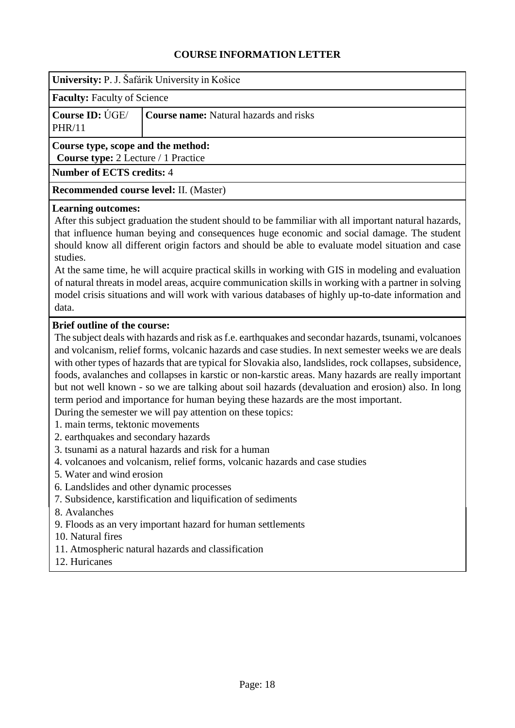# COURSE INFORMATION LETTER

**University:** P. J. Šafárik University in Košice

**Faculty:** Faculty of Science

| **Course ID:** ÚGE/ PHR/11 | **Course name:** Natural hazards and risks |
|---|---|

**Course type, scope and the method:**
**Course type:** 2 Lecture / 1 Practice

**Number of ECTS credits:** 4

**Recommended course level:** II. (Master)

**Learning outcomes:**

After this subject graduation the student should to be fammiliar with all important natural hazards, that influence human beying and consequences huge economic and social damage. The student should know all different origin factors and should be able to evaluate model situation and case studies.

At the same time, he will acquire practical skills in working with GIS in modeling and evaluation of natural threats in model areas, acquire communication skills in working with a partner in solving model crisis situations and will work with various databases of highly up-to-date information and data.

**Brief outline of the course:**

The subject deals with hazards and risk as f.e. earthquakes and secondar hazards, tsunami, volcanoes and volcanism, relief forms, volcanic hazards and case studies. In next semester weeks we are deals with other types of hazards that are typical for Slovakia also, landslides, rock collapses, subsidence, foods, avalanches and collapses in karstic or non-karstic areas. Many hazards are really important but not well known - so we are talking about soil hazards (devaluation and erosion) also. In long term period and importance for human beying these hazards are the most important.

During the semester we will pay attention on these topics:

1. main terms, tektonic movements
2. earthquakes and secondary hazards
3. tsunami as a natural hazards and risk for a human
4. volcanoes and volcanism, relief forms, volcanic hazards and case studies
5. Water and wind erosion
6. Landslides and other dynamic processes
7. Subsidence, karstification and liquification of sediments
8. Avalanches
9. Floods as an very important hazard for human settlements
10. Natural fires
11. Atmospheric natural hazards and classification
12. Huricanes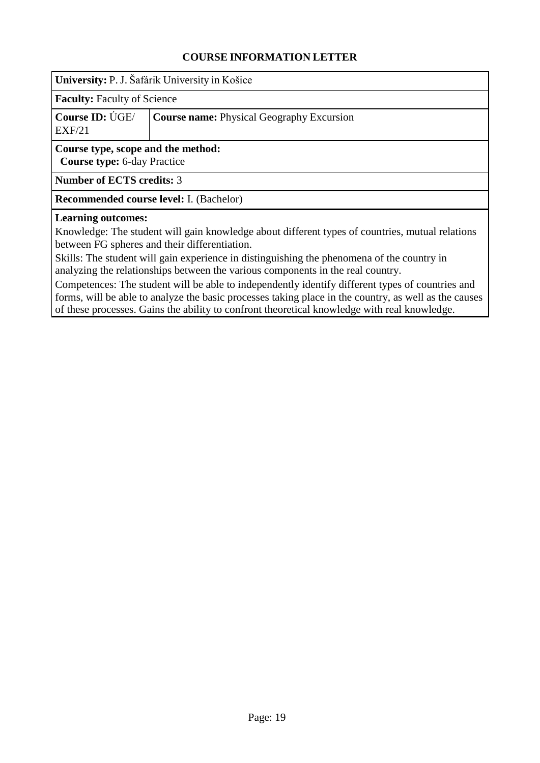## COURSE INFORMATION LETTER

**University:** P. J. Šafárik University in Košice

**Faculty:** Faculty of Science

| **Course ID:** ÚGE/ EXF/21 | **Course name:** Physical Geography Excursion |
|---|---|

**Course type, scope and the method:**
**Course type:** 6-day Practice

**Number of ECTS credits:** 3

**Recommended course level:** I. (Bachelor)

**Learning outcomes:**
Knowledge: The student will gain knowledge about different types of countries, mutual relations between FG spheres and their differentiation.
Skills: The student will gain experience in distinguishing the phenomena of the country in analyzing the relationships between the various components in the real country.
Competences: The student will be able to independently identify different types of countries and forms, will be able to analyze the basic processes taking place in the country, as well as the causes of these processes. Gains the ability to confront theoretical knowledge with real knowledge.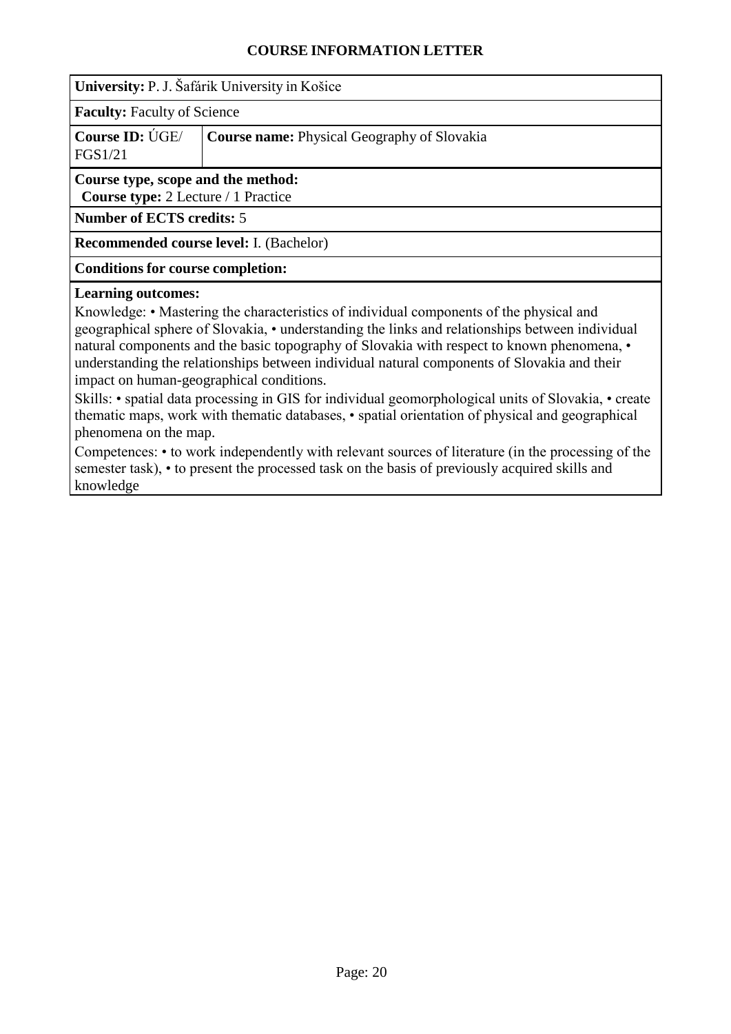# COURSE INFORMATION LETTER

**University:** P. J. Šafárik University in Košice

**Faculty:** Faculty of Science

| **Course ID:** ÚGE/ FGS1/21 | **Course name:** Physical Geography of Slovakia |
|---|---|

**Course type, scope and the method:**
**Course type:** 2 Lecture / 1 Practice

**Number of ECTS credits:** 5

**Recommended course level:** I. (Bachelor)

**Conditions for course completion:**

**Learning outcomes:**

Knowledge: • Mastering the characteristics of individual components of the physical and geographical sphere of Slovakia, • understanding the links and relationships between individual natural components and the basic topography of Slovakia with respect to known phenomena, • understanding the relationships between individual natural components of Slovakia and their impact on human-geographical conditions.

Skills: • spatial data processing in GIS for individual geomorphological units of Slovakia, • create thematic maps, work with thematic databases, • spatial orientation of physical and geographical phenomena on the map.

Competences: • to work independently with relevant sources of literature (in the processing of the semester task), • to present the processed task on the basis of previously acquired skills and knowledge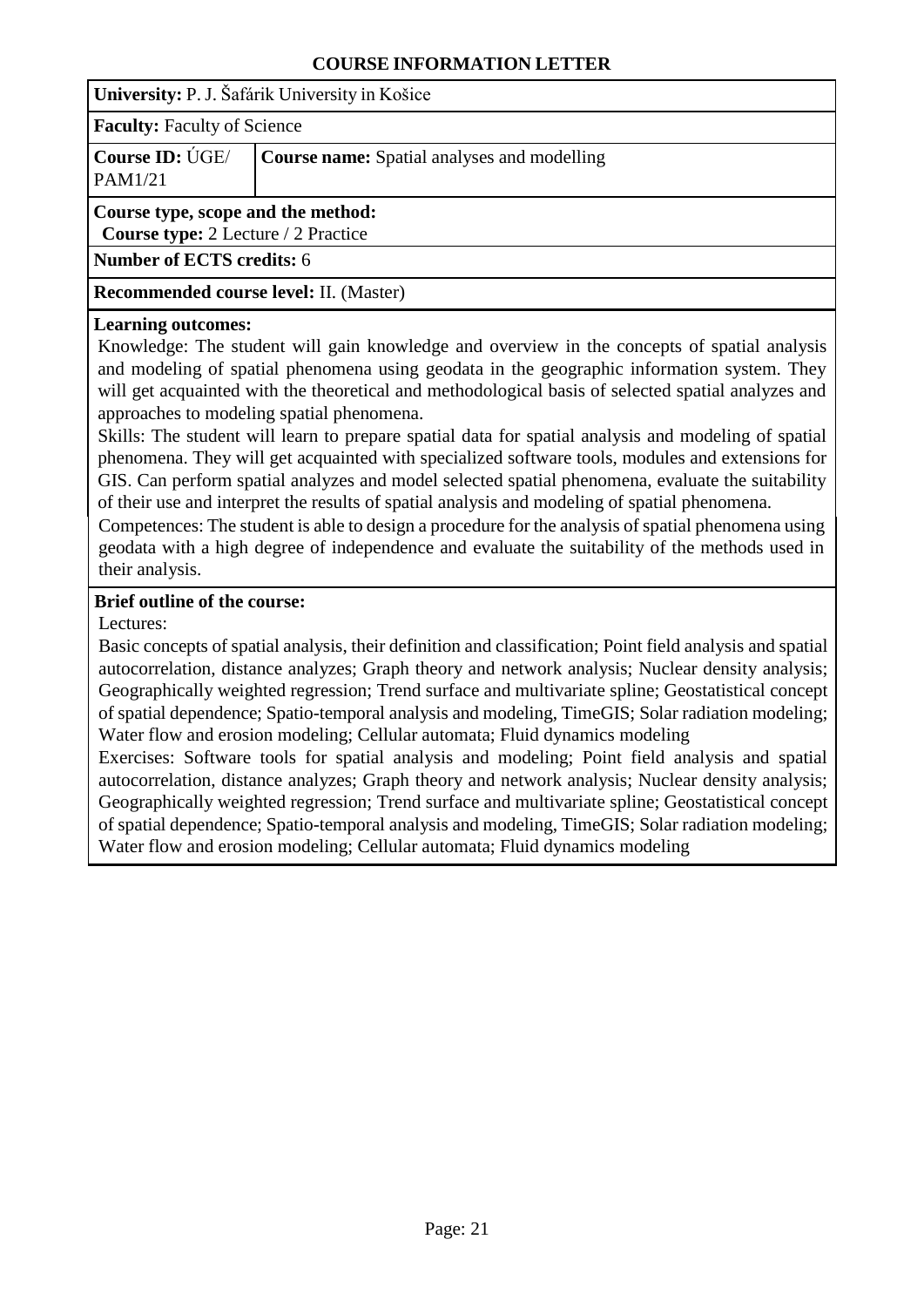# COURSE INFORMATION LETTER

**University:** P. J. Šafárik University in Košice

**Faculty:** Faculty of Science

| **Course ID:** ÚGE/ PAM1/21 | **Course name:** Spatial analyses and modelling |
|---|---|

**Course type, scope and the method:**
**Course type:** 2 Lecture / 2 Practice

**Number of ECTS credits:** 6

**Recommended course level:** II. (Master)

**Learning outcomes:**

Knowledge: The student will gain knowledge and overview in the concepts of spatial analysis and modeling of spatial phenomena using geodata in the geographic information system. They will get acquainted with the theoretical and methodological basis of selected spatial analyzes and approaches to modeling spatial phenomena.

Skills: The student will learn to prepare spatial data for spatial analysis and modeling of spatial phenomena. They will get acquainted with specialized software tools, modules and extensions for GIS. Can perform spatial analyzes and model selected spatial phenomena, evaluate the suitability of their use and interpret the results of spatial analysis and modeling of spatial phenomena.

Competences: The student is able to design a procedure for the analysis of spatial phenomena using geodata with a high degree of independence and evaluate the suitability of the methods used in their analysis.

**Brief outline of the course:**

Lectures:

Basic concepts of spatial analysis, their definition and classification; Point field analysis and spatial autocorrelation, distance analyzes; Graph theory and network analysis; Nuclear density analysis; Geographically weighted regression; Trend surface and multivariate spline; Geostatistical concept of spatial dependence; Spatio-temporal analysis and modeling, TimeGIS; Solar radiation modeling; Water flow and erosion modeling; Cellular automata; Fluid dynamics modeling

Exercises: Software tools for spatial analysis and modeling; Point field analysis and spatial autocorrelation, distance analyzes; Graph theory and network analysis; Nuclear density analysis; Geographically weighted regression; Trend surface and multivariate spline; Geostatistical concept of spatial dependence; Spatio-temporal analysis and modeling, TimeGIS; Solar radiation modeling; Water flow and erosion modeling; Cellular automata; Fluid dynamics modeling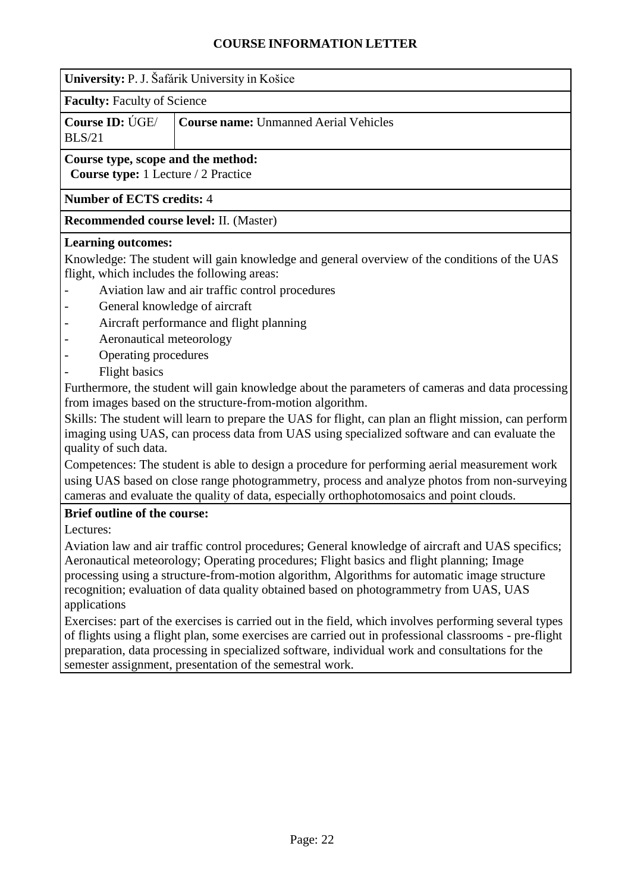**COURSE INFORMATION LETTER**

**University:** P. J. Šafárik University in Košice

**Faculty:** Faculty of Science

| **Course ID:** ÚGE/ BLS/21 | **Course name:** Unmanned Aerial Vehicles |
|---|---|

**Course type, scope and the method:**
**Course type:** 1 Lecture / 2 Practice

**Number of ECTS credits:** 4

**Recommended course level:** II. (Master)

**Learning outcomes:**

Knowledge: The student will gain knowledge and general overview of the conditions of the UAS flight, which includes the following areas:

- Aviation law and air traffic control procedures
- General knowledge of aircraft
- Aircraft performance and flight planning
- Aeronautical meteorology
- Operating procedures
- Flight basics

Furthermore, the student will gain knowledge about the parameters of cameras and data processing from images based on the structure-from-motion algorithm.

Skills: The student will learn to prepare the UAS for flight, can plan an flight mission, can perform imaging using UAS, can process data from UAS using specialized software and can evaluate the quality of such data.

Competences: The student is able to design a procedure for performing aerial measurement work using UAS based on close range photogrammetry, process and analyze photos from non-surveying cameras and evaluate the quality of data, especially orthophotomosaics and point clouds.

**Brief outline of the course:**

Lectures:

Aviation law and air traffic control procedures; General knowledge of aircraft and UAS specifics; Aeronautical meteorology; Operating procedures; Flight basics and flight planning; Image processing using a structure-from-motion algorithm, Algorithms for automatic image structure recognition; evaluation of data quality obtained based on photogrammetry from UAS, UAS applications

Exercises: part of the exercises is carried out in the field, which involves performing several types of flights using a flight plan, some exercises are carried out in professional classrooms - pre-flight preparation, data processing in specialized software, individual work and consultations for the semester assignment, presentation of the semestral work.